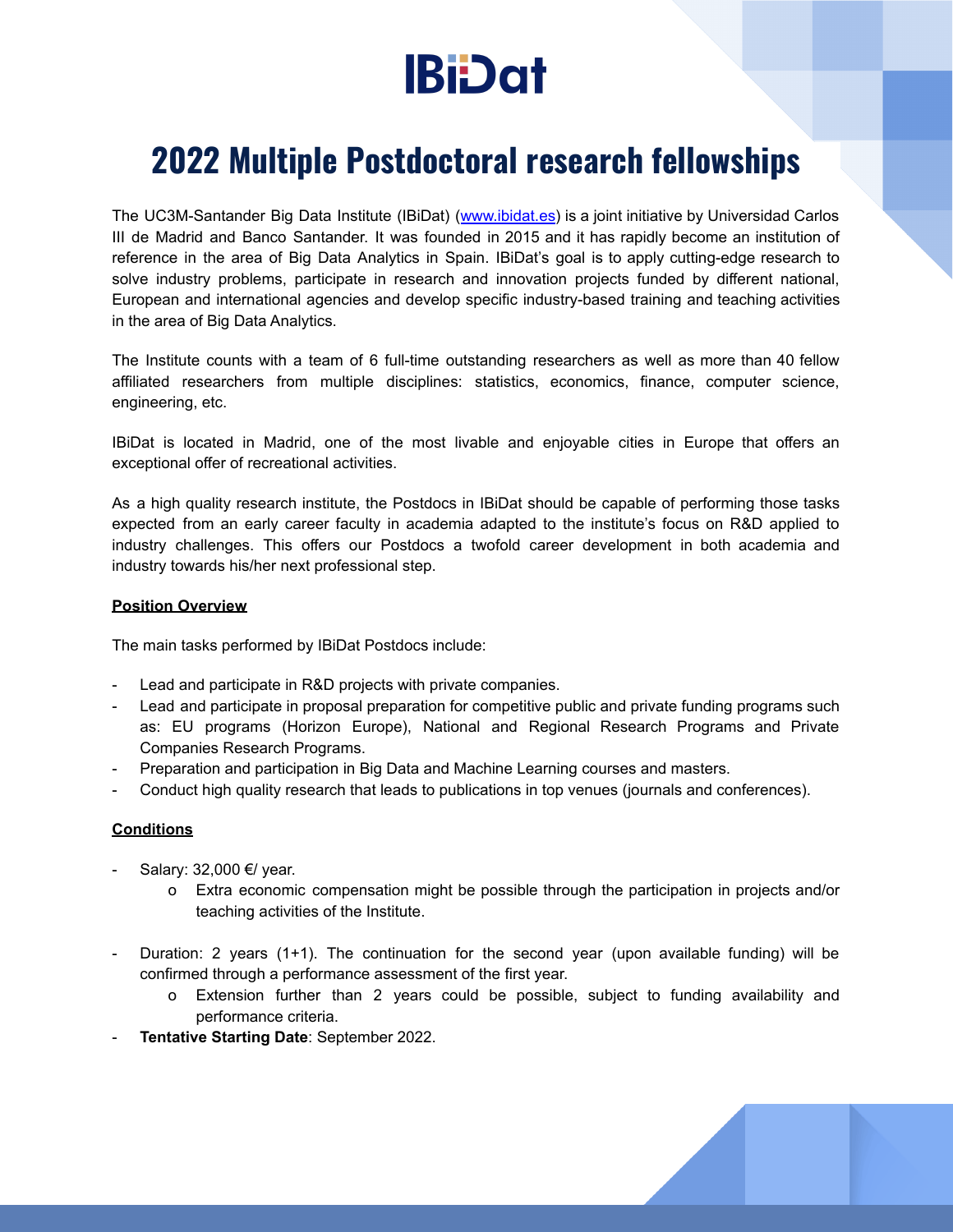# IBiDat

# 2022 Multiple Postdoctoral research fellowships

The UC3M-Santander Big Data Institute (IBiDat) ([www.ibidat.es](http://www.ibidat.es)) is a joint initiative by Universidad Carlos III de Madrid and Banco Santander. It was founded in 2015 and it has rapidly become an institution of reference in the area of Big Data Analytics in Spain. IBiDat's goal is to apply cutting-edge research to solve industry problems, participate in research and innovation projects funded by different national, European and international agencies and develop specific industry-based training and teaching activities in the area of Big Data Analytics.

The Institute counts with a team of 6 full-time outstanding researchers as well as more than 40 fellow affiliated researchers from multiple disciplines: statistics, economics, finance, computer science, engineering, etc.

IBiDat is located in Madrid, one of the most livable and enjoyable cities in Europe that offers an exceptional offer of recreational activities.

As a high quality research institute, the Postdocs in IBiDat should be capable of performing those tasks expected from an early career faculty in academia adapted to the institute's focus on R&D applied to industry challenges. This offers our Postdocs a twofold career development in both academia and industry towards his/her next professional step.

## Position Overview

The main tasks performed by IBiDat Postdocs include:

- Lead and participate in R&D projects with private companies.
- Lead and participate in proposal preparation for competitive public and private funding programs such as: EU programs (Horizon Europe), National and Regional Research Programs and Private Companies Research Programs.
- Preparation and participation in Big Data and Machine Learning courses and masters.
- Conduct high quality research that leads to publications in top venues (journals and conferences).

## Conditions

- Salary: 32,000 €/ year.
    - Extra economic compensation might be possible through the participation in projects and/or teaching activities of the Institute.
- Duration: 2 years (1+1). The continuation for the second year (upon available funding) will be confirmed through a performance assessment of the first year.
    - Extension further than 2 years could be possible, subject to funding availability and performance criteria.
- **Tentative Starting Date**: September 2022.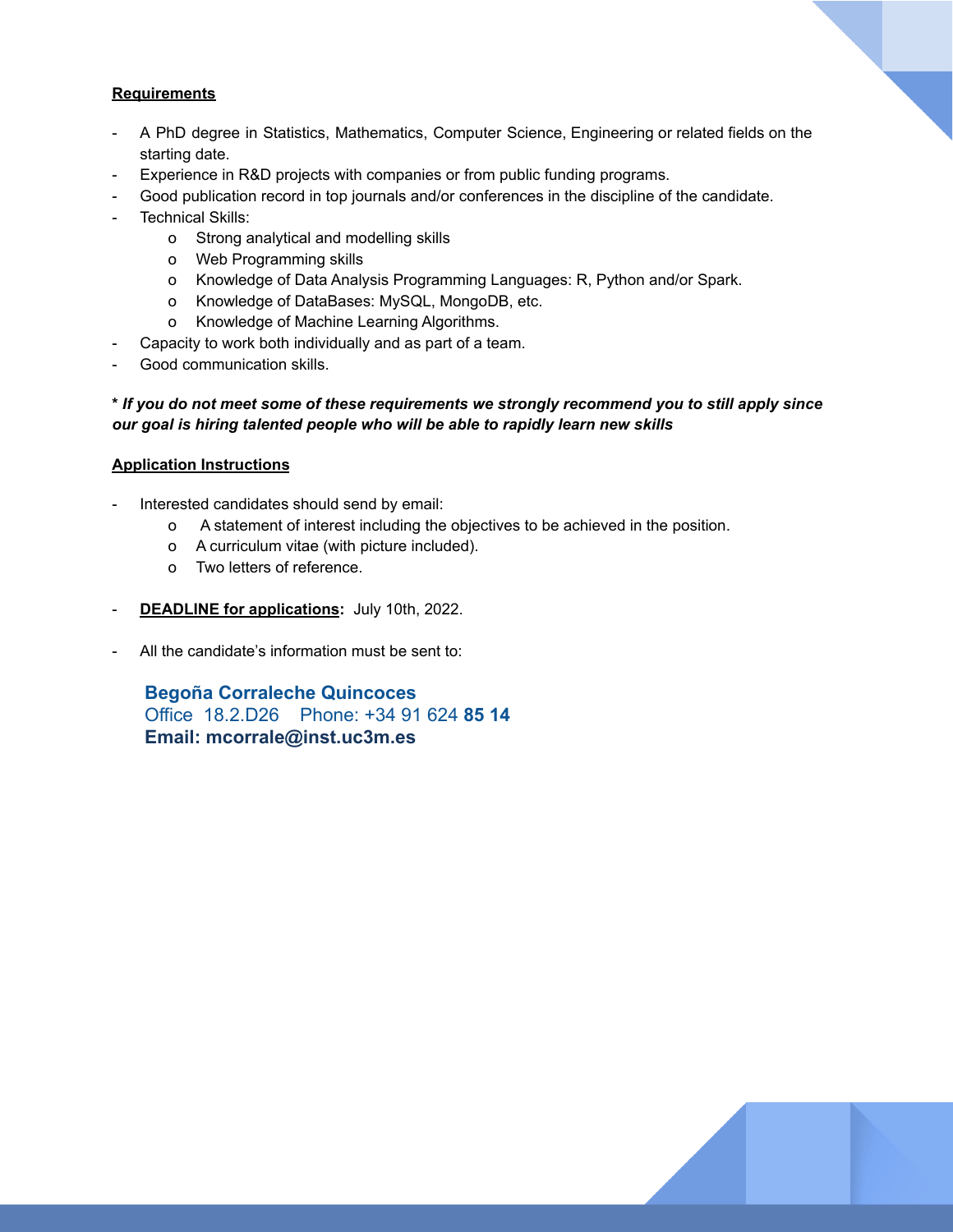**Requirements**

- A PhD degree in Statistics, Mathematics, Computer Science, Engineering or related fields on the starting date.
- Experience in R&D projects with companies or from public funding programs.
- Good publication record in top journals and/or conferences in the discipline of the candidate.
- Technical Skills:
  - Strong analytical and modelling skills
  - Web Programming skills
  - Knowledge of Data Analysis Programming Languages: R, Python and/or Spark.
  - Knowledge of DataBases: MySQL, MongoDB, etc.
  - Knowledge of Machine Learning Algorithms.
- Capacity to work both individually and as part of a team.
- Good communication skills.

**\* *If you do not meet some of these requirements we strongly recommend you to still apply since our goal is hiring talented people who will be able to rapidly learn new skills***

**Application Instructions**

- Interested candidates should send by email:
  - A statement of interest including the objectives to be achieved in the position.
  - A curriculum vitae (with picture included).
  - Two letters of reference.

- **DEADLINE for applications:** July 10th, 2022.

- All the candidate's information must be sent to:

  **Begoña Corraleche Quincoces**
  Office 18.2.D26 Phone: +34 91 624 **85 14**
  **Email: mcorrale@inst.uc3m.es**